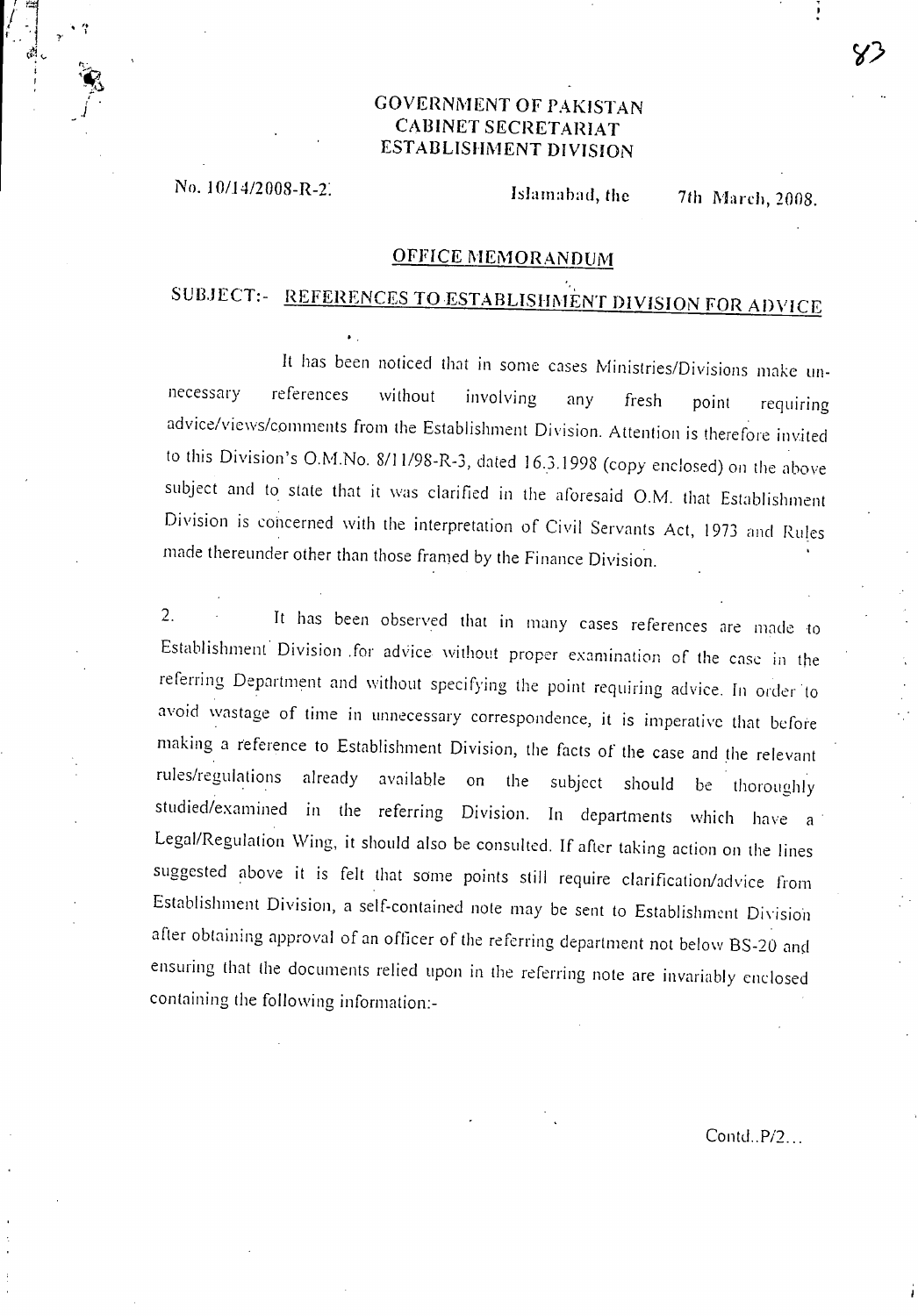# GOVERNMENT OF PAKISTAN
## CABINET SECRETARIAT
## ESTABLISHMENT DIVISION

No. 10/14/2008-R-2.                                        Islamabad, the 7th March, 2008.

### OFFICE MEMORANDUM

**SUBJECT:- REFERENCES TO ESTABLISHMENT DIVISION FOR ADVICE**

It has been noticed that in some cases Ministries/Divisions make un-necessary references without involving any fresh point requiring advice/views/comments from the Establishment Division. Attention is therefore invited to this Division's O.M.No. 8/11/98-R-3, dated 16.3.1998 (copy enclosed) on the above subject and to state that it was clarified in the aforesaid O.M. that Establishment Division is concerned with the interpretation of Civil Servants Act, 1973 and Rules made thereunder other than those framed by the Finance Division.

2. It has been observed that in many cases references are made to Establishment Division for advice without proper examination of the case in the referring Department and without specifying the point requiring advice. In order to avoid wastage of time in unnecessary correspondence, it is imperative that before making a reference to Establishment Division, the facts of the case and the relevant rules/regulations already available on the subject should be thoroughly studied/examined in the referring Division. In departments which have a Legal/Regulation Wing, it should also be consulted. If after taking action on the lines suggested above it is felt that some points still require clarification/advice from Establishment Division, a self-contained note may be sent to Establishment Division after obtaining approval of an officer of the referring department not below BS-20 and ensuring that the documents relied upon in the referring note are invariably enclosed containing the following information:-

Contd..P/2...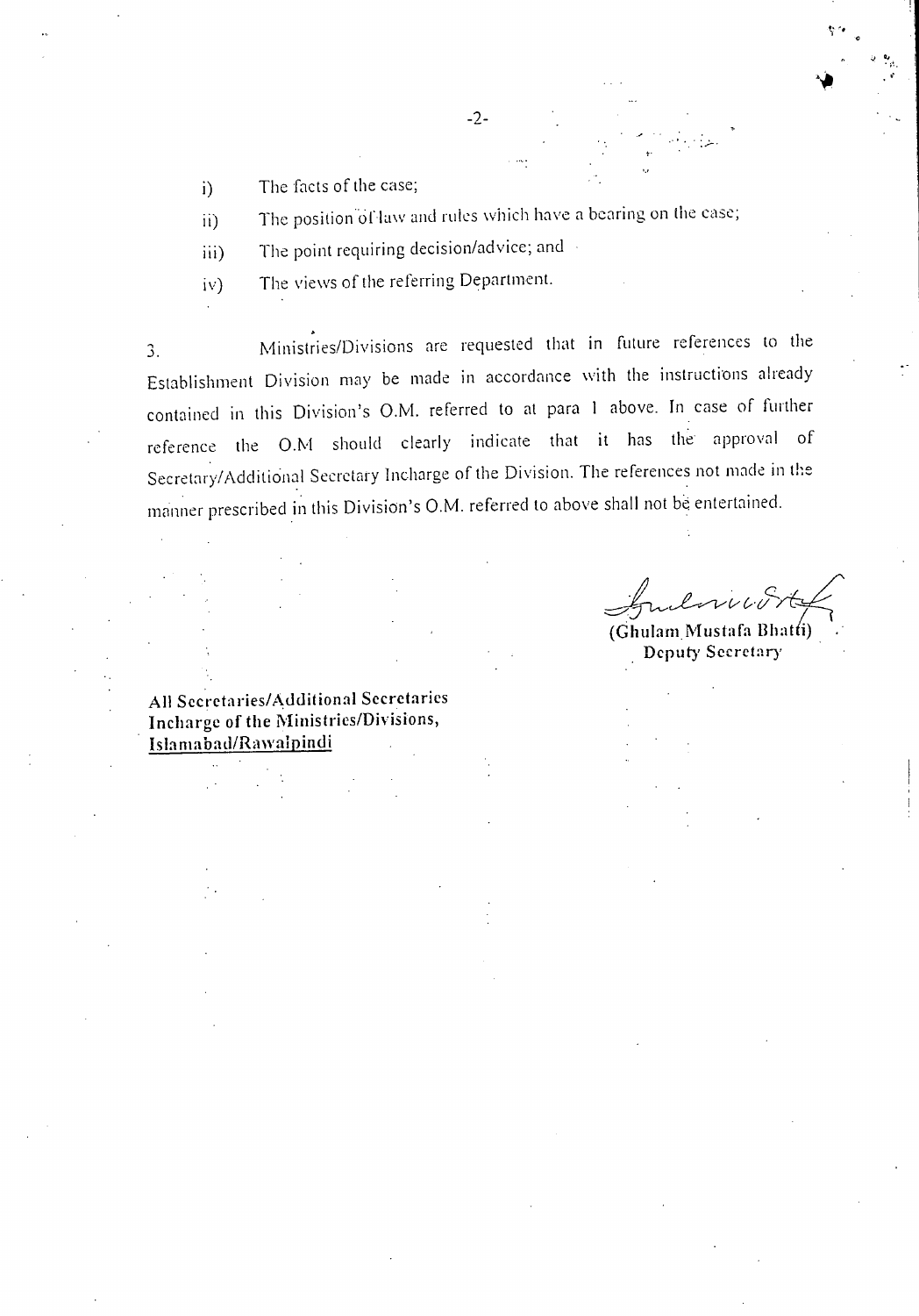i) The facts of the case;

ii) The position of law and rules which have a bearing on the case;

iii) The point requiring decision/advice; and

iv) The views of the referring Department.

3. Ministries/Divisions are requested that in future references to the Establishment Division may be made in accordance with the instructions already contained in this Division's O.M. referred to at para 1 above. In case of further reference the O.M should clearly indicate that it has the approval of Secretary/Additional Secretary Incharge of the Division. The references not made in the manner prescribed in this Division's O.M. referred to above shall not be entertained.

(Ghulam Mustafa Bhatti)
Deputy Secretary

**All Secretaries/Additional Secretaries**
**Incharge of the Ministries/Divisions,**
**Islamabad/Rawalpindi**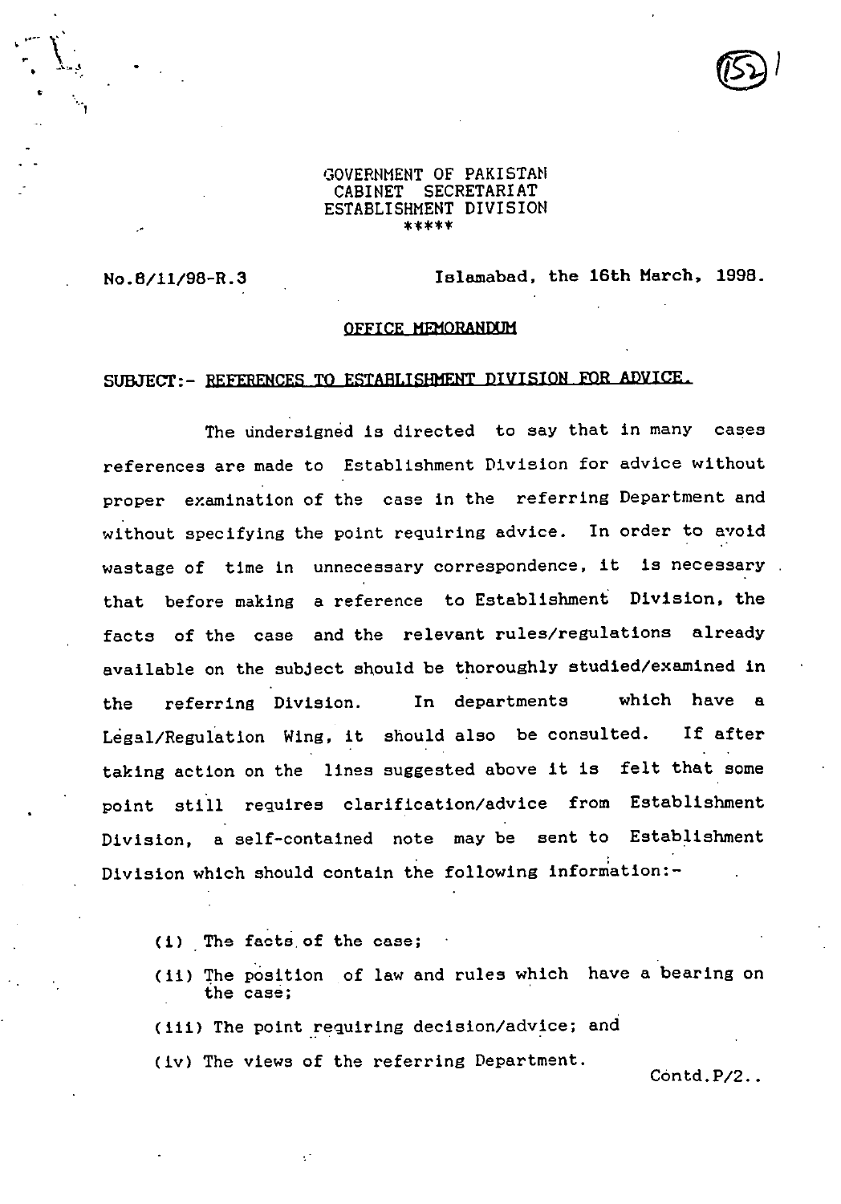GOVERNMENT OF PAKISTAN
CABINET SECRETARIAT
ESTABLISHMENT DIVISION
*****

No.8/11/98-R.3

Islamabad, the 16th March, 1998.

## OFFICE MEMORANDUM

**SUBJECT:- REFERENCES TO ESTABLISHMENT DIVISION FOR ADVICE.**

The undersigned is directed to say that in many cases references are made to Establishment Division for advice without proper examination of the case in the referring Department and without specifying the point requiring advice. In order to avoid wastage of time in unnecessary correspondence, it is necessary that before making a reference to Establishment Division, the facts of the case and the relevant rules/regulations already available on the subject should be thoroughly studied/examined in the referring Division. In departments which have a Legal/Regulation Wing, it should also be consulted. If after taking action on the lines suggested above it is felt that some point still requires clarification/advice from Establishment Division, a self-contained note may be sent to Establishment Division which should contain the following information:-

(i) The facts of the case;

(ii) The position of law and rules which have a bearing on the case;

(iii) The point requiring decision/advice; and

(iv) The views of the referring Department.

Contd.P/2..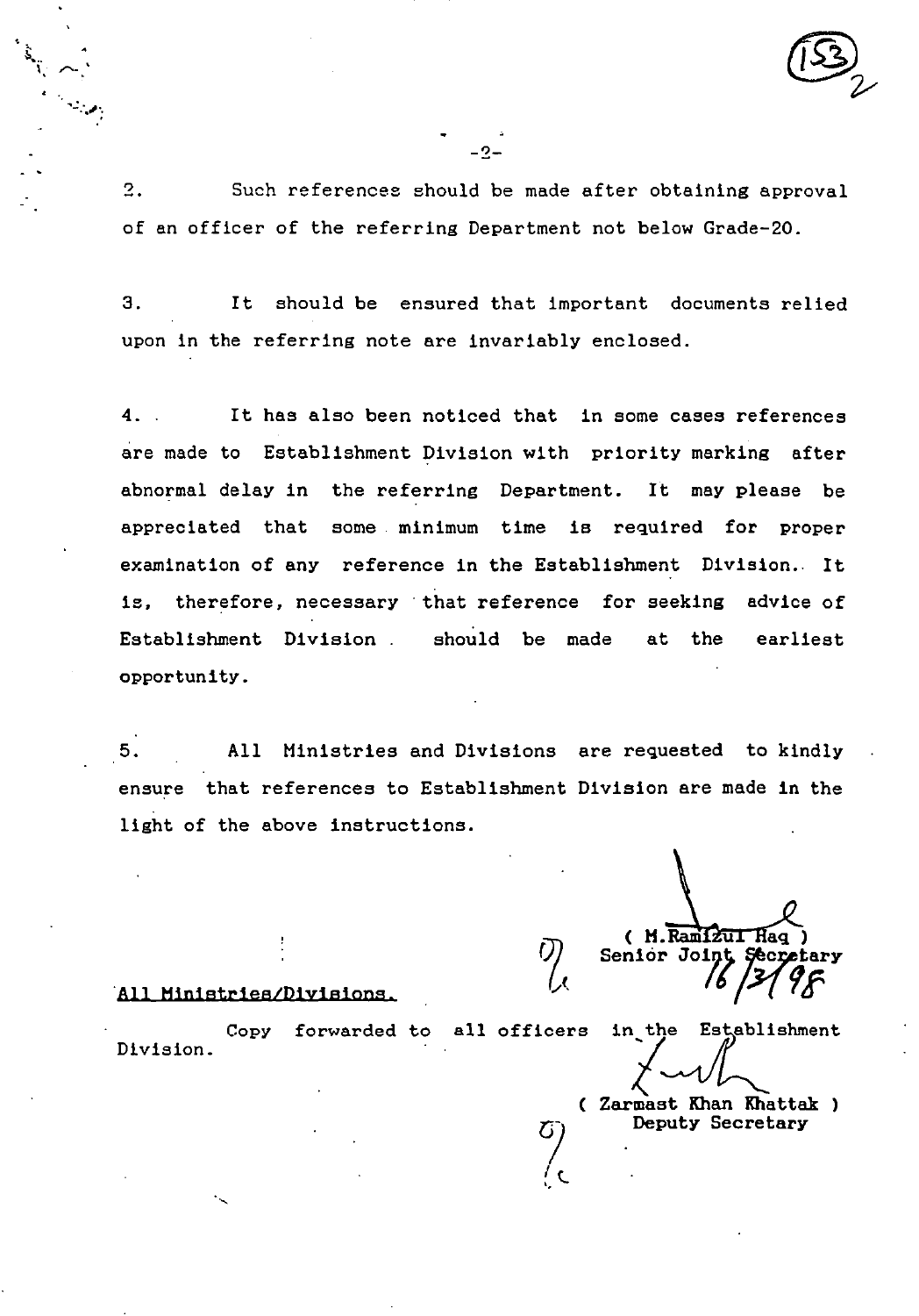2. Such references should be made after obtaining approval of an officer of the referring Department not below Grade-20.

3. It should be ensured that important documents relied upon in the referring note are invariably enclosed.

4. It has also been noticed that in some cases references are made to Establishment Division with priority marking after abnormal delay in the referring Department. It may please be appreciated that some minimum time is required for proper examination of any reference in the Establishment Division. It is, therefore, necessary that reference for seeking advice of Establishment Division should be made at the earliest opportunity.

5. All Ministries and Divisions are requested to kindly ensure that references to Establishment Division are made in the light of the above instructions.

( M.Ramizul Haq )
Senior Joint Secretary
16/3/98

All Ministries/Divisions.

Copy forwarded to all officers in the Establishment Division.

( Zarmast Khan Khattak )
Deputy Secretary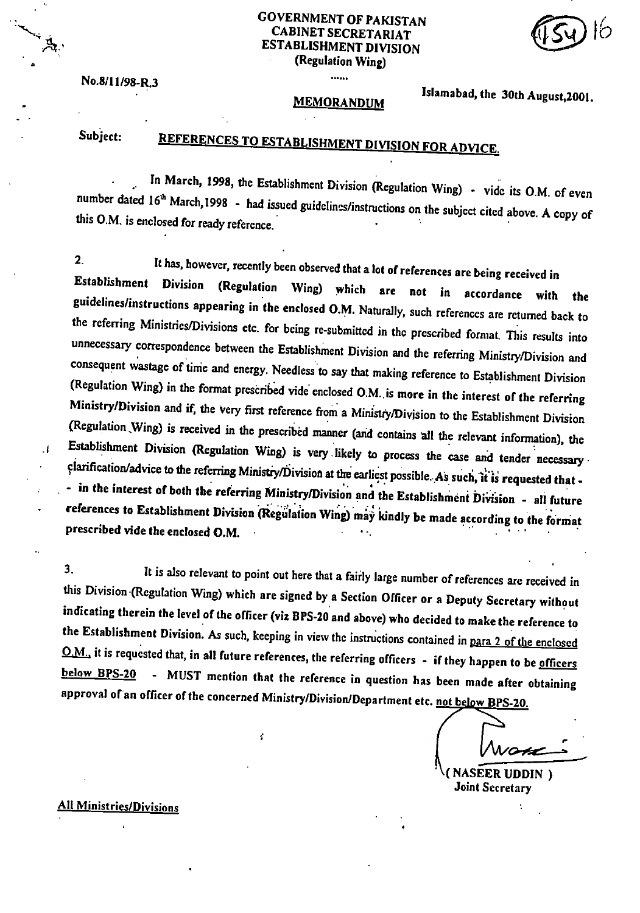GOVERNMENT OF PAKISTAN
CABINET SECRETARIAT
ESTABLISHMENT DIVISION
(Regulation Wing)

No.8/11/98-R.3

Islamabad, the 30th August, 2001.

**MEMORANDUM**

Subject: **REFERENCES TO ESTABLISHMENT DIVISION FOR ADVICE.**

In March, 1998, the Establishment Division (Regulation Wing) - vide its O.M. of even number dated 16th March, 1998 - had issued guidelines/instructions on the subject cited above. A copy of this O.M. is enclosed for ready reference.

2. It has, however, recently been observed that a lot of references are being received in Establishment Division (Regulation Wing) which are not in accordance with the guidelines/instructions appearing in the enclosed O.M. Naturally, such references are returned back to the referring Ministries/Divisions etc. for being re-submitted in the prescribed format. This results into unnecessary correspondence between the Establishment Division and the referring Ministry/Division and consequent wastage of time and energy. Needless to say that making reference to Establishment Division (Regulation Wing) in the format prescribed vide enclosed O.M. is more in the interest of the referring Ministry/Division and if, the very first reference from a Ministry/Division to the Establishment Division (Regulation Wing) is received in the prescribed manner (and contains all the relevant information), the Establishment Division (Regulation Wing) is very likely to process the case and tender necessary clarification/advice to the referring Ministry/Division at the earliest possible. As such, it is requested that - **- in the interest of both the referring Ministry/Division and the Establishment Division - all future references to Establishment Division (Regulation Wing) may kindly be made according to the format prescribed vide the enclosed O.M.**

3. It is also relevant to point out here that a fairly large number of references are received in this Division (Regulation Wing) which are signed by a Section Officer or a Deputy Secretary without indicating therein the level of the officer (viz BPS-20 and above) who decided to make the reference to the Establishment Division. As such, keeping in view the instructions contained in para 2 of the enclosed O.M., it is requested that, in all future references, the referring officers - if they happen to be officers below BPS-20 - MUST mention that the reference in question has been made after obtaining approval of an officer of the concerned Ministry/Division/Department etc. not below BPS-20.

(NASEER UDDIN)
Joint Secretary

All Ministries/Divisions